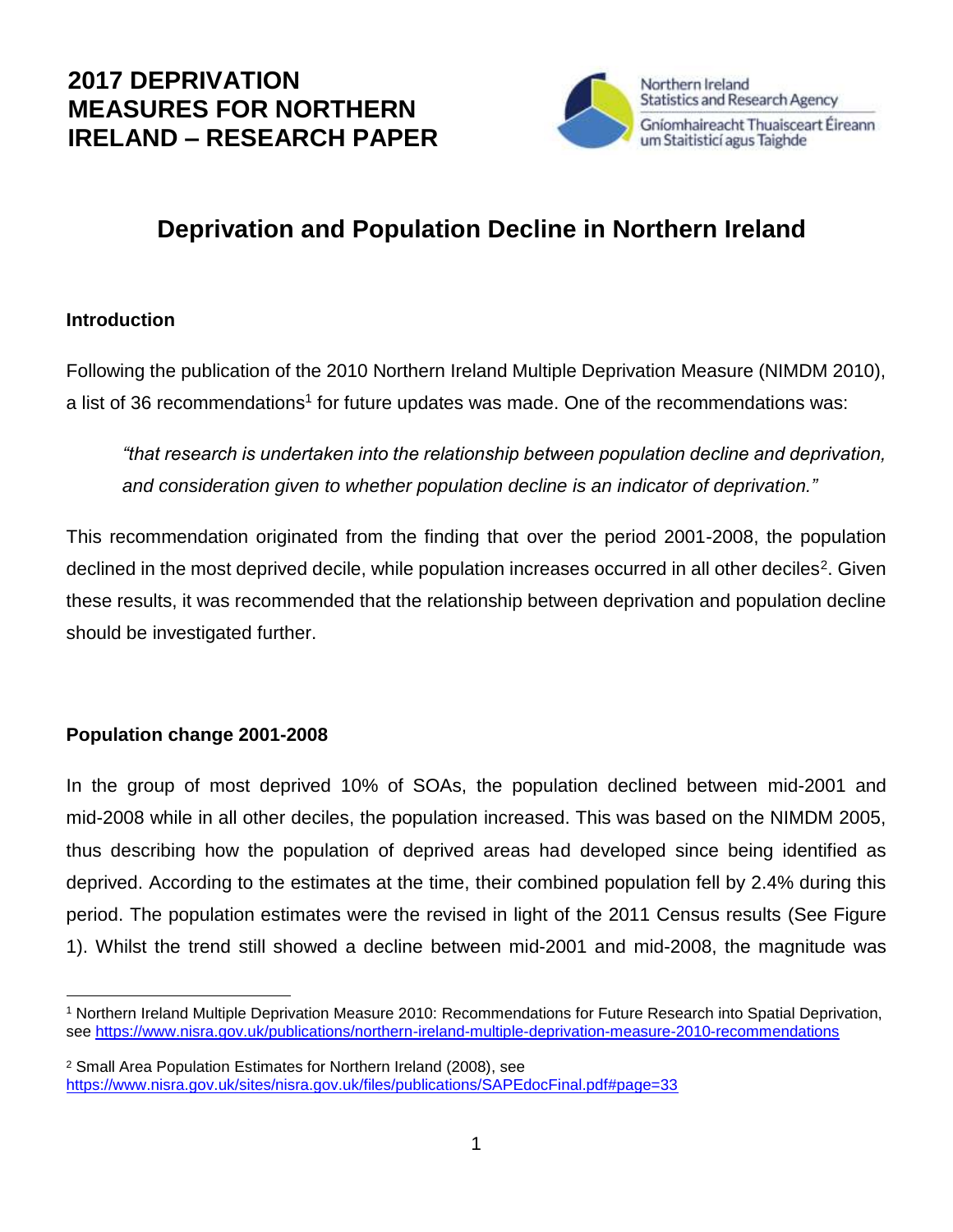# 2017 DEPRIVATION MEASURES FOR NORTHERN IRELAND – RESEARCH PAPER

Northern Ireland Statistics and Research Agency
Gníomhaireacht Thuaisceart Éireann um Staitisticí agus Taighde

## Deprivation and Population Decline in Northern Ireland

### Introduction

Following the publication of the 2010 Northern Ireland Multiple Deprivation Measure (NIMDM 2010), a list of 36 recommendations[1] for future updates was made. One of the recommendations was:

> *"that research is undertaken into the relationship between population decline and deprivation, and consideration given to whether population decline is an indicator of deprivation."*

This recommendation originated from the finding that over the period 2001-2008, the population declined in the most deprived decile, while population increases occurred in all other deciles[2]. Given these results, it was recommended that the relationship between deprivation and population decline should be investigated further.

### Population change 2001-2008

In the group of most deprived 10% of SOAs, the population declined between mid-2001 and mid-2008 while in all other deciles, the population increased. This was based on the NIMDM 2005, thus describing how the population of deprived areas had developed since being identified as deprived. According to the estimates at the time, their combined population fell by 2.4% during this period. The population estimates were the revised in light of the 2011 Census results (See Figure 1). Whilst the trend still showed a decline between mid-2001 and mid-2008, the magnitude was

---

[1] Northern Ireland Multiple Deprivation Measure 2010: Recommendations for Future Research into Spatial Deprivation, see https://www.nisra.gov.uk/publications/northern-ireland-multiple-deprivation-measure-2010-recommendations

[2] Small Area Population Estimates for Northern Ireland (2008), see https://www.nisra.gov.uk/sites/nisra.gov.uk/files/publications/SAPEdocFinal.pdf#page=33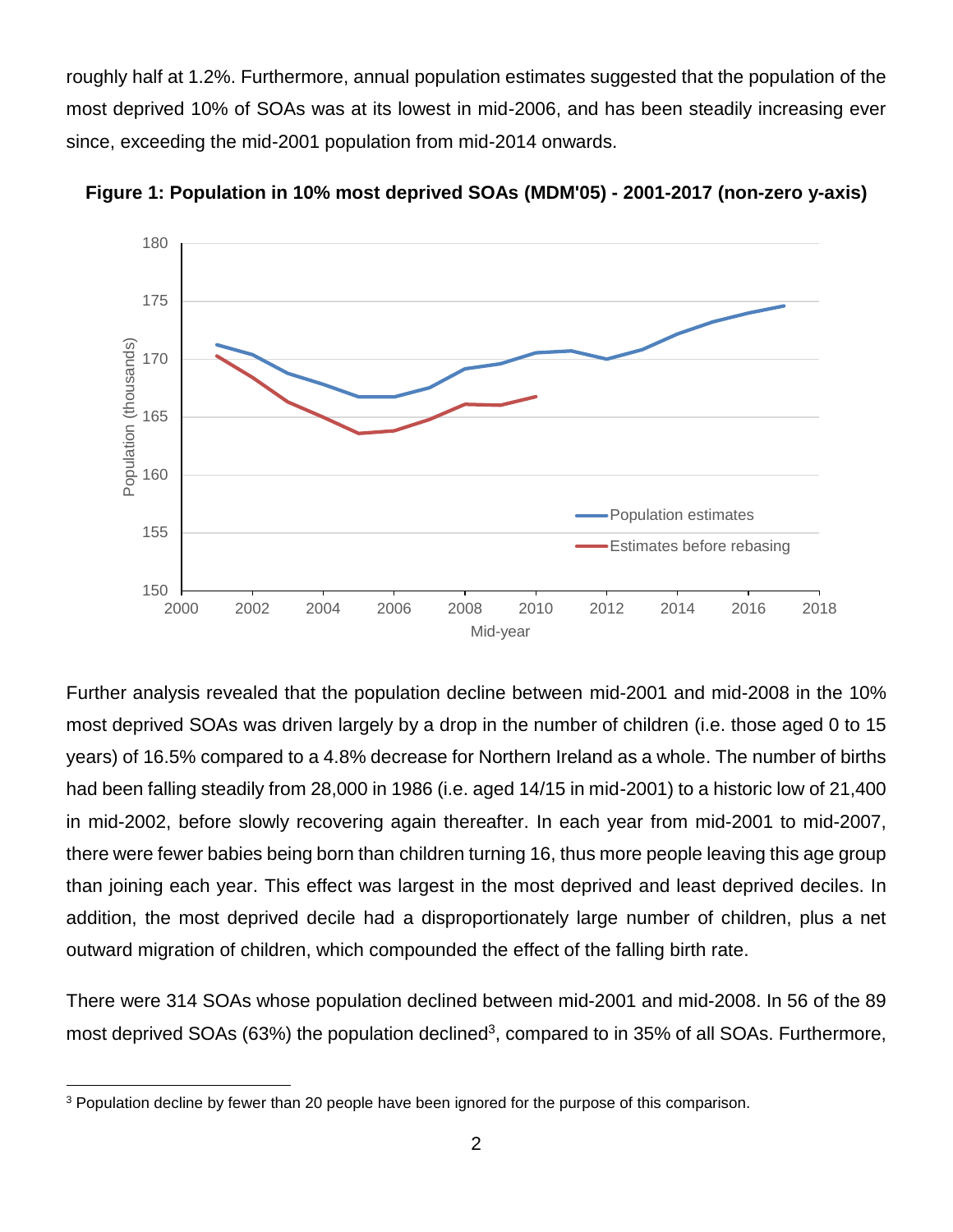roughly half at 1.2%. Furthermore, annual population estimates suggested that the population of the most deprived 10% of SOAs was at its lowest in mid-2006, and has been steadily increasing ever since, exceeding the mid-2001 population from mid-2014 onwards.

**Figure 1: Population in 10% most deprived SOAs (MDM'05) - 2001-2017 (non-zero y-axis)**

Further analysis revealed that the population decline between mid-2001 and mid-2008 in the 10% most deprived SOAs was driven largely by a drop in the number of children (i.e. those aged 0 to 15 years) of 16.5% compared to a 4.8% decrease for Northern Ireland as a whole. The number of births had been falling steadily from 28,000 in 1986 (i.e. aged 14/15 in mid-2001) to a historic low of 21,400 in mid-2002, before slowly recovering again thereafter. In each year from mid-2001 to mid-2007, there were fewer babies being born than children turning 16, thus more people leaving this age group than joining each year. This effect was largest in the most deprived and least deprived deciles. In addition, the most deprived decile had a disproportionately large number of children, plus a net outward migration of children, which compounded the effect of the falling birth rate.

There were 314 SOAs whose population declined between mid-2001 and mid-2008. In 56 of the 89 most deprived SOAs (63%) the population declined[3], compared to in 35% of all SOAs. Furthermore,

[3] Population decline by fewer than 20 people have been ignored for the purpose of this comparison.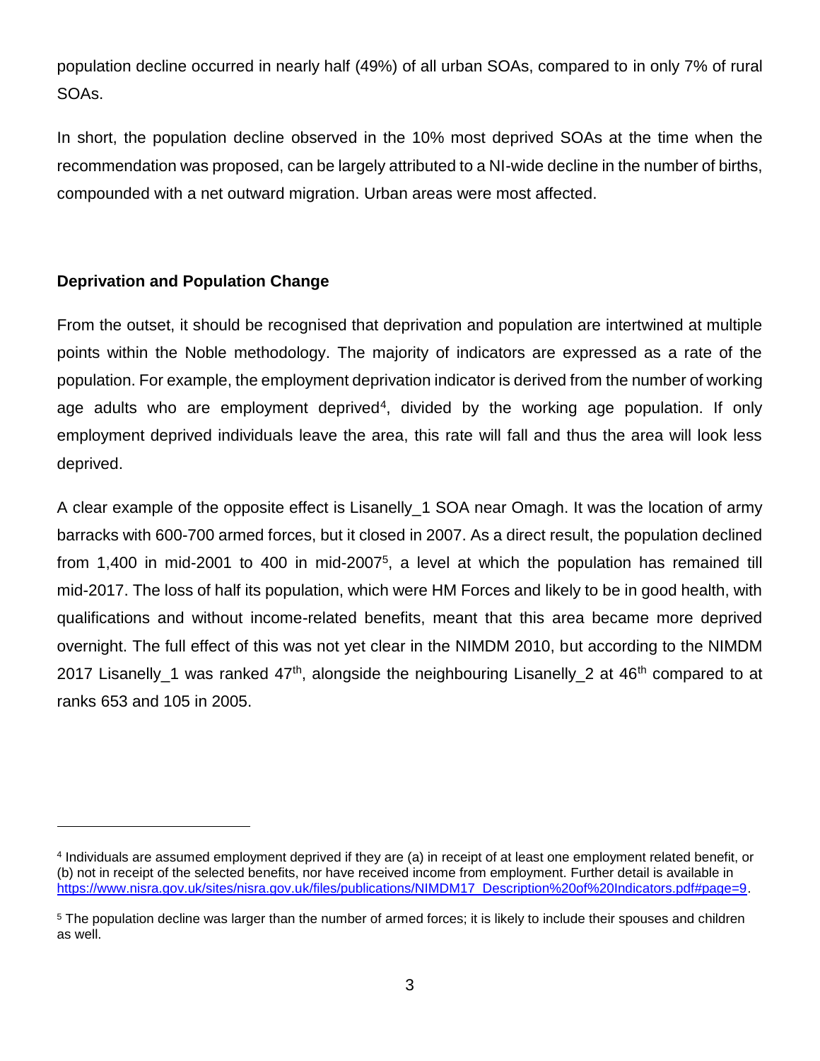population decline occurred in nearly half (49%) of all urban SOAs, compared to in only 7% of rural SOAs.

In short, the population decline observed in the 10% most deprived SOAs at the time when the recommendation was proposed, can be largely attributed to a NI-wide decline in the number of births, compounded with a net outward migration. Urban areas were most affected.

**Deprivation and Population Change**

From the outset, it should be recognised that deprivation and population are intertwined at multiple points within the Noble methodology. The majority of indicators are expressed as a rate of the population. For example, the employment deprivation indicator is derived from the number of working age adults who are employment deprived[4], divided by the working age population. If only employment deprived individuals leave the area, this rate will fall and thus the area will look less deprived.

A clear example of the opposite effect is Lisanelly_1 SOA near Omagh. It was the location of army barracks with 600-700 armed forces, but it closed in 2007. As a direct result, the population declined from 1,400 in mid-2001 to 400 in mid-2007[5], a level at which the population has remained till mid-2017. The loss of half its population, which were HM Forces and likely to be in good health, with qualifications and without income-related benefits, meant that this area became more deprived overnight. The full effect of this was not yet clear in the NIMDM 2010, but according to the NIMDM 2017 Lisanelly_1 was ranked 47th, alongside the neighbouring Lisanelly_2 at 46th compared to at ranks 653 and 105 in 2005.

---

[4] Individuals are assumed employment deprived if they are (a) in receipt of at least one employment related benefit, or (b) not in receipt of the selected benefits, nor have received income from employment. Further detail is available in https://www.nisra.gov.uk/sites/nisra.gov.uk/files/publications/NIMDM17_Description%20of%20Indicators.pdf#page=9.

[5] The population decline was larger than the number of armed forces; it is likely to include their spouses and children as well.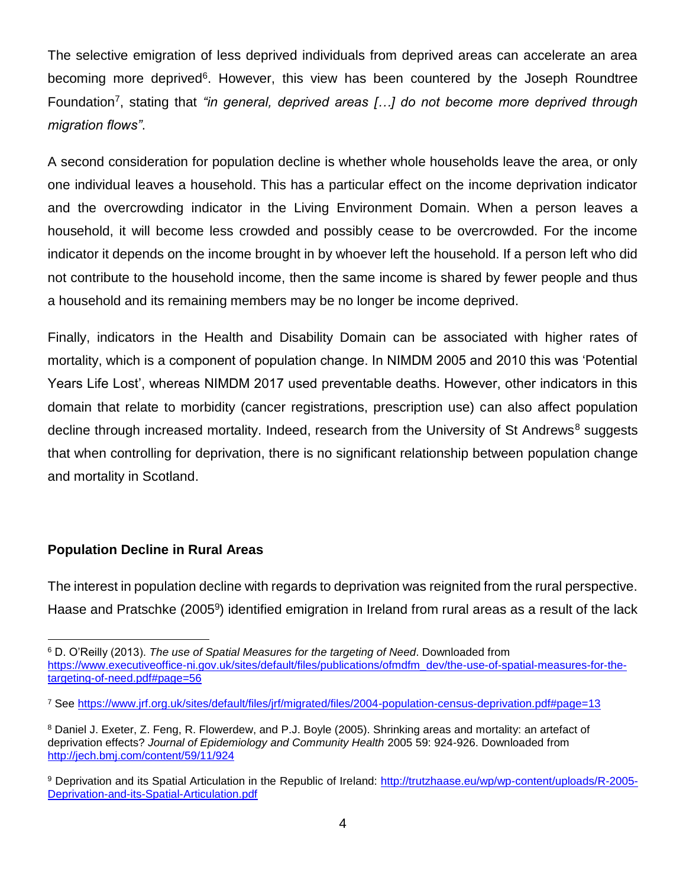The selective emigration of less deprived individuals from deprived areas can accelerate an area becoming more deprived[6]. However, this view has been countered by the Joseph Roundtree Foundation[7], stating that *"in general, deprived areas […] do not become more deprived through migration flows"*.

A second consideration for population decline is whether whole households leave the area, or only one individual leaves a household. This has a particular effect on the income deprivation indicator and the overcrowding indicator in the Living Environment Domain. When a person leaves a household, it will become less crowded and possibly cease to be overcrowded. For the income indicator it depends on the income brought in by whoever left the household. If a person left who did not contribute to the household income, then the same income is shared by fewer people and thus a household and its remaining members may be no longer be income deprived.

Finally, indicators in the Health and Disability Domain can be associated with higher rates of mortality, which is a component of population change. In NIMDM 2005 and 2010 this was 'Potential Years Life Lost', whereas NIMDM 2017 used preventable deaths. However, other indicators in this domain that relate to morbidity (cancer registrations, prescription use) can also affect population decline through increased mortality. Indeed, research from the University of St Andrews[8] suggests that when controlling for deprivation, there is no significant relationship between population change and mortality in Scotland.

**Population Decline in Rural Areas**

The interest in population decline with regards to deprivation was reignited from the rural perspective. Haase and Pratschke (2005[9]) identified emigration in Ireland from rural areas as a result of the lack

---

[6] D. O'Reilly (2013). *The use of Spatial Measures for the targeting of Need*. Downloaded from https://www.executiveoffice-ni.gov.uk/sites/default/files/publications/ofmdfm_dev/the-use-of-spatial-measures-for-the-targeting-of-need.pdf#page=56

[7] See https://www.jrf.org.uk/sites/default/files/jrf/migrated/files/2004-population-census-deprivation.pdf#page=13

[8] Daniel J. Exeter, Z. Feng, R. Flowerdew, and P.J. Boyle (2005). Shrinking areas and mortality: an artefact of deprivation effects? *Journal of Epidemiology and Community Health* 2005 59: 924-926. Downloaded from http://jech.bmj.com/content/59/11/924

[9] Deprivation and its Spatial Articulation in the Republic of Ireland: http://trutzhaase.eu/wp/wp-content/uploads/R-2005-Deprivation-and-its-Spatial-Articulation.pdf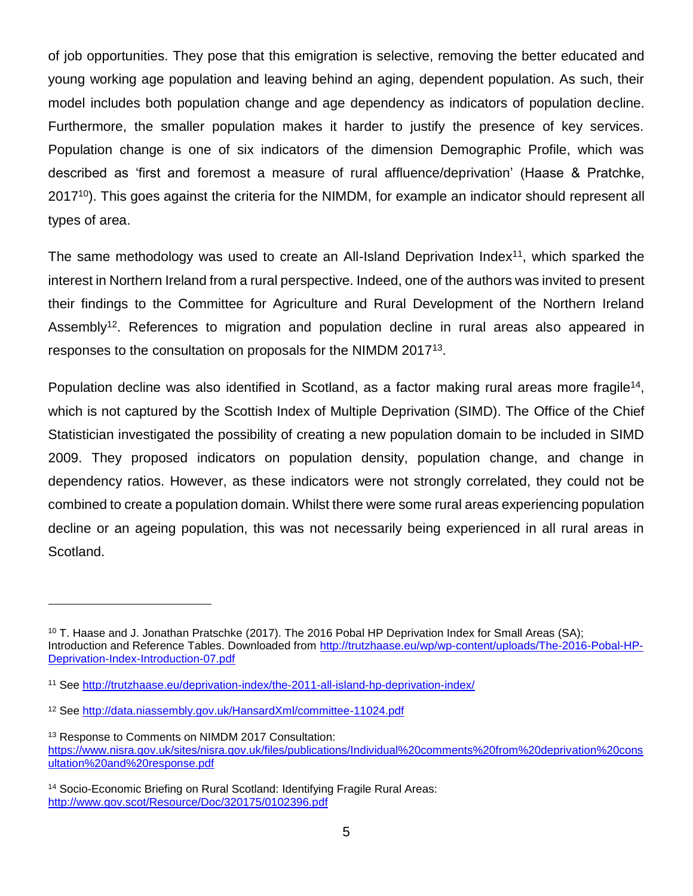of job opportunities. They pose that this emigration is selective, removing the better educated and young working age population and leaving behind an aging, dependent population. As such, their model includes both population change and age dependency as indicators of population decline. Furthermore, the smaller population makes it harder to justify the presence of key services. Population change is one of six indicators of the dimension Demographic Profile, which was described as 'first and foremost a measure of rural affluence/deprivation' (Haase & Pratchke, 2017[10]). This goes against the criteria for the NIMDM, for example an indicator should represent all types of area.

The same methodology was used to create an All-Island Deprivation Index[11], which sparked the interest in Northern Ireland from a rural perspective. Indeed, one of the authors was invited to present their findings to the Committee for Agriculture and Rural Development of the Northern Ireland Assembly[12]. References to migration and population decline in rural areas also appeared in responses to the consultation on proposals for the NIMDM 2017[13].

Population decline was also identified in Scotland, as a factor making rural areas more fragile[14], which is not captured by the Scottish Index of Multiple Deprivation (SIMD). The Office of the Chief Statistician investigated the possibility of creating a new population domain to be included in SIMD 2009. They proposed indicators on population density, population change, and change in dependency ratios. However, as these indicators were not strongly correlated, they could not be combined to create a population domain. Whilst there were some rural areas experiencing population decline or an ageing population, this was not necessarily being experienced in all rural areas in Scotland.

---

[10] T. Haase and J. Jonathan Pratschke (2017). The 2016 Pobal HP Deprivation Index for Small Areas (SA); Introduction and Reference Tables. Downloaded from http://trutzhaase.eu/wp/wp-content/uploads/The-2016-Pobal-HP-Deprivation-Index-Introduction-07.pdf

[11] See http://trutzhaase.eu/deprivation-index/the-2011-all-island-hp-deprivation-index/

[12] See http://data.niassembly.gov.uk/HansardXml/committee-11024.pdf

[13] Response to Comments on NIMDM 2017 Consultation: https://www.nisra.gov.uk/sites/nisra.gov.uk/files/publications/Individual%20comments%20from%20deprivation%20consultation%20and%20response.pdf

[14] Socio-Economic Briefing on Rural Scotland: Identifying Fragile Rural Areas: http://www.gov.scot/Resource/Doc/320175/0102396.pdf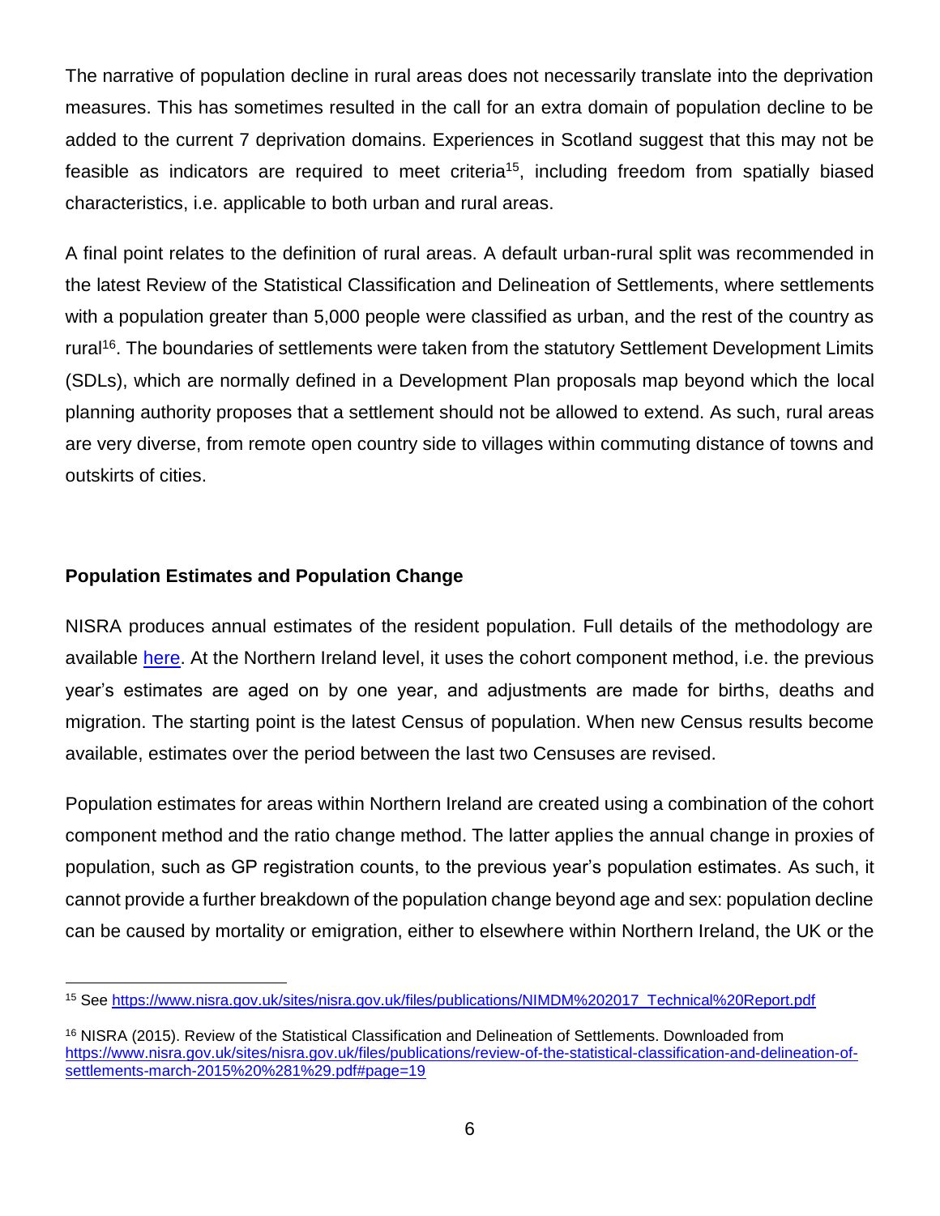The narrative of population decline in rural areas does not necessarily translate into the deprivation measures. This has sometimes resulted in the call for an extra domain of population decline to be added to the current 7 deprivation domains. Experiences in Scotland suggest that this may not be feasible as indicators are required to meet criteria[15], including freedom from spatially biased characteristics, i.e. applicable to both urban and rural areas.

A final point relates to the definition of rural areas. A default urban-rural split was recommended in the latest Review of the Statistical Classification and Delineation of Settlements, where settlements with a population greater than 5,000 people were classified as urban, and the rest of the country as rural[16]. The boundaries of settlements were taken from the statutory Settlement Development Limits (SDLs), which are normally defined in a Development Plan proposals map beyond which the local planning authority proposes that a settlement should not be allowed to extend. As such, rural areas are very diverse, from remote open country side to villages within commuting distance of towns and outskirts of cities.

**Population Estimates and Population Change**

NISRA produces annual estimates of the resident population. Full details of the methodology are available [here](). At the Northern Ireland level, it uses the cohort component method, i.e. the previous year's estimates are aged on by one year, and adjustments are made for births, deaths and migration. The starting point is the latest Census of population. When new Census results become available, estimates over the period between the last two Censuses are revised.

Population estimates for areas within Northern Ireland are created using a combination of the cohort component method and the ratio change method. The latter applies the annual change in proxies of population, such as GP registration counts, to the previous year's population estimates. As such, it cannot provide a further breakdown of the population change beyond age and sex: population decline can be caused by mortality or emigration, either to elsewhere within Northern Ireland, the UK or the

---

[15] See https://www.nisra.gov.uk/sites/nisra.gov.uk/files/publications/NIMDM%202017_Technical%20Report.pdf

[16] NISRA (2015). Review of the Statistical Classification and Delineation of Settlements. Downloaded from https://www.nisra.gov.uk/sites/nisra.gov.uk/files/publications/review-of-the-statistical-classification-and-delineation-of-settlements-march-2015%20%281%29.pdf#page=19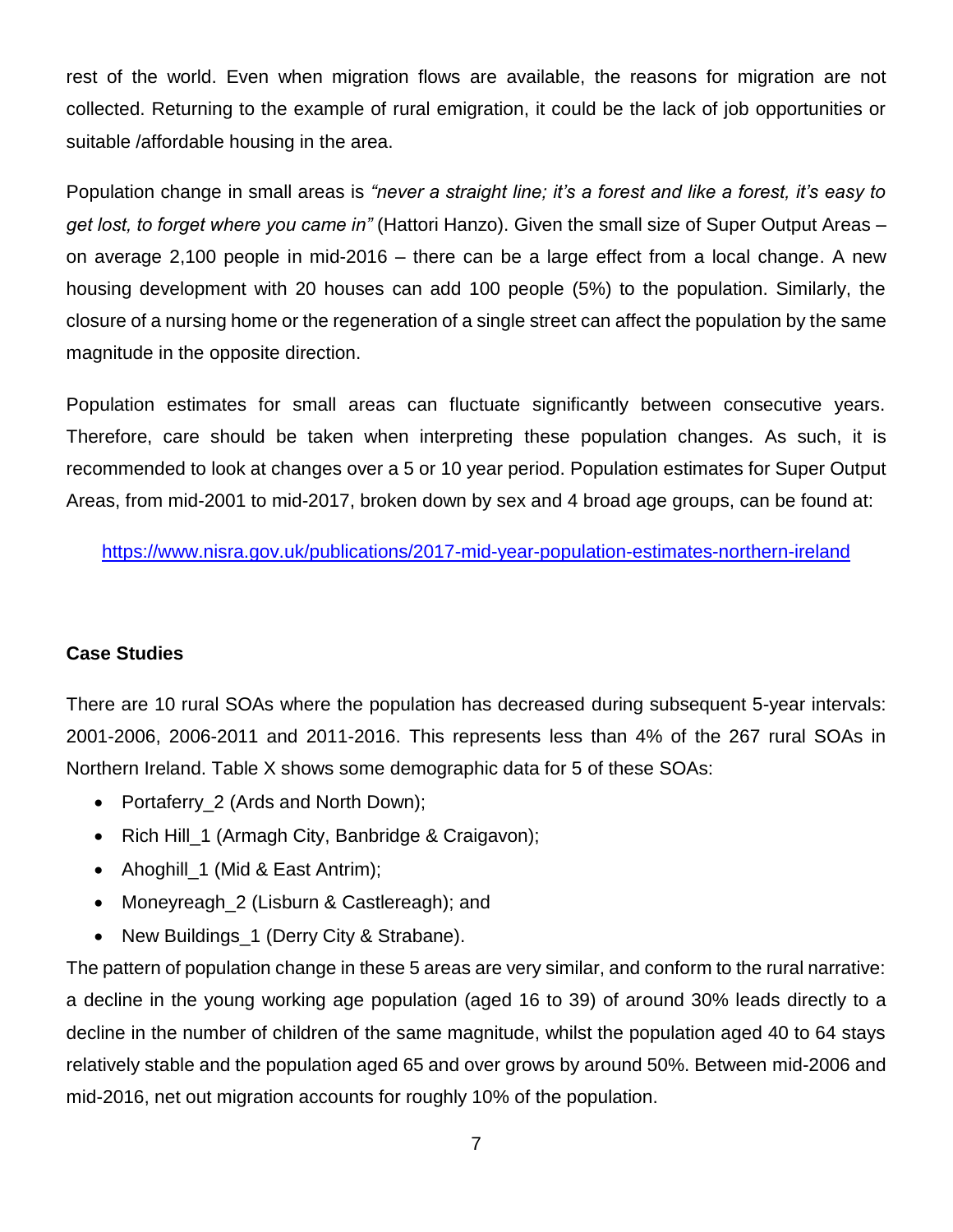rest of the world. Even when migration flows are available, the reasons for migration are not collected. Returning to the example of rural emigration, it could be the lack of job opportunities or suitable /affordable housing in the area.

Population change in small areas is *"never a straight line; it's a forest and like a forest, it's easy to get lost, to forget where you came in"* (Hattori Hanzo). Given the small size of Super Output Areas – on average 2,100 people in mid-2016 – there can be a large effect from a local change. A new housing development with 20 houses can add 100 people (5%) to the population. Similarly, the closure of a nursing home or the regeneration of a single street can affect the population by the same magnitude in the opposite direction.

Population estimates for small areas can fluctuate significantly between consecutive years. Therefore, care should be taken when interpreting these population changes. As such, it is recommended to look at changes over a 5 or 10 year period. Population estimates for Super Output Areas, from mid-2001 to mid-2017, broken down by sex and 4 broad age groups, can be found at:

https://www.nisra.gov.uk/publications/2017-mid-year-population-estimates-northern-ireland

**Case Studies**

There are 10 rural SOAs where the population has decreased during subsequent 5-year intervals: 2001-2006, 2006-2011 and 2011-2016. This represents less than 4% of the 267 rural SOAs in Northern Ireland. Table X shows some demographic data for 5 of these SOAs:

- Portaferry_2 (Ards and North Down);
- Rich Hill_1 (Armagh City, Banbridge & Craigavon);
- Ahoghill_1 (Mid & East Antrim);
- Moneyreagh_2 (Lisburn & Castlereagh); and
- New Buildings_1 (Derry City & Strabane).

The pattern of population change in these 5 areas are very similar, and conform to the rural narrative: a decline in the young working age population (aged 16 to 39) of around 30% leads directly to a decline in the number of children of the same magnitude, whilst the population aged 40 to 64 stays relatively stable and the population aged 65 and over grows by around 50%. Between mid-2006 and mid-2016, net out migration accounts for roughly 10% of the population.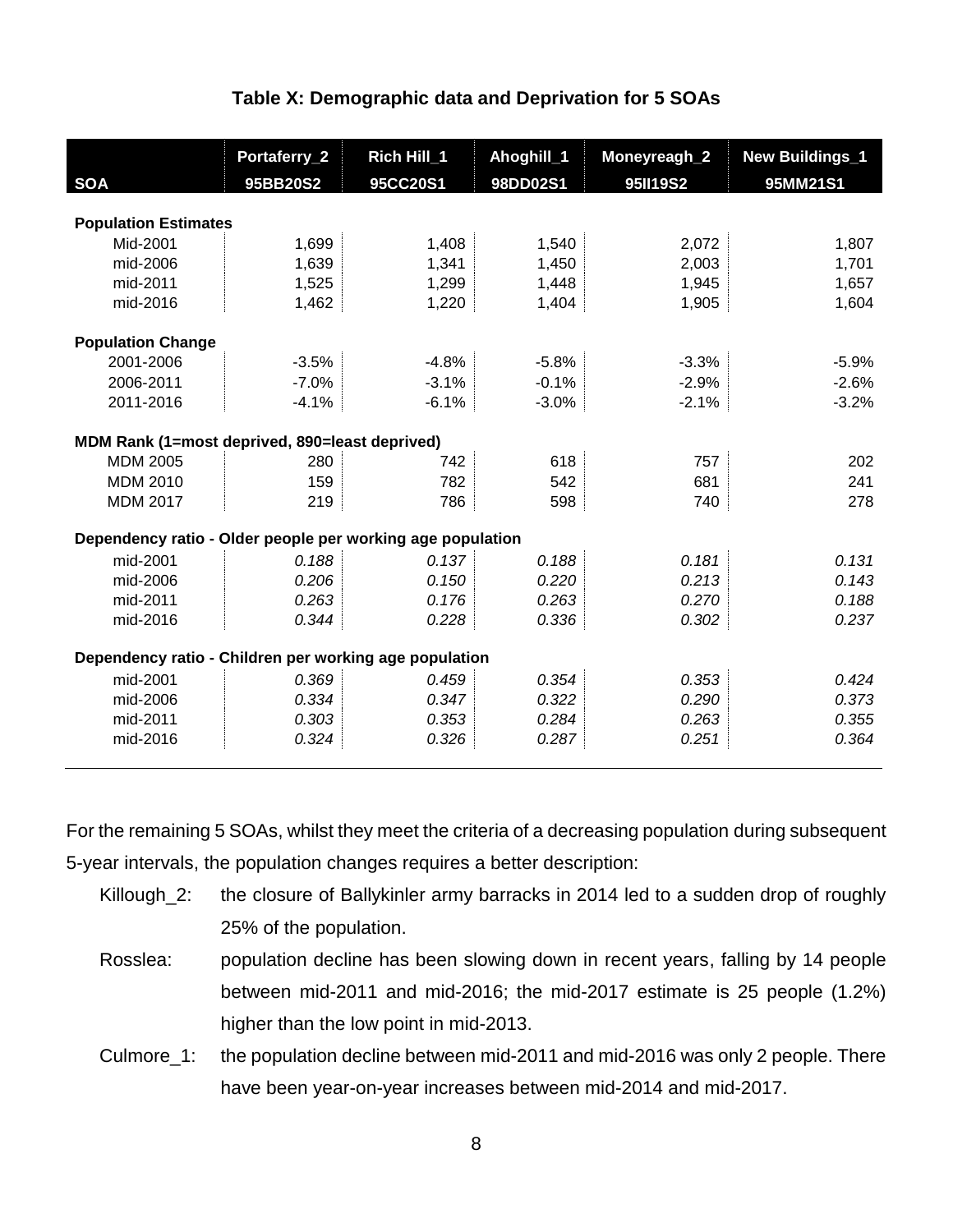**Table X: Demographic data and Deprivation for 5 SOAs**

| SOA | Portaferry_2<br>95BB20S2 | Rich Hill_1<br>95CC20S1 | Ahoghill_1<br>98DD02S1 | Moneyreagh_2<br>95II19S2 | New Buildings_1<br>95MM21S1 |
|---|---|---|---|---|---|
| **Population Estimates** | | | | | |
| Mid-2001 | 1,699 | 1,408 | 1,540 | 2,072 | 1,807 |
| mid-2006 | 1,639 | 1,341 | 1,450 | 2,003 | 1,701 |
| mid-2011 | 1,525 | 1,299 | 1,448 | 1,945 | 1,657 |
| mid-2016 | 1,462 | 1,220 | 1,404 | 1,905 | 1,604 |
| **Population Change** | | | | | |
| 2001-2006 | -3.5% | -4.8% | -5.8% | -3.3% | -5.9% |
| 2006-2011 | -7.0% | -3.1% | -0.1% | -2.9% | -2.6% |
| 2011-2016 | -4.1% | -6.1% | -3.0% | -2.1% | -3.2% |
| **MDM Rank (1=most deprived, 890=least deprived)** | | | | | |
| MDM 2005 | 280 | 742 | 618 | 757 | 202 |
| MDM 2010 | 159 | 782 | 542 | 681 | 241 |
| MDM 2017 | 219 | 786 | 598 | 740 | 278 |
| **Dependency ratio - Older people per working age population** | | | | | |
| mid-2001 | *0.188* | *0.137* | *0.188* | *0.181* | *0.131* |
| mid-2006 | *0.206* | *0.150* | *0.220* | *0.213* | *0.143* |
| mid-2011 | *0.263* | *0.176* | *0.263* | *0.270* | *0.188* |
| mid-2016 | *0.344* | *0.228* | *0.336* | *0.302* | *0.237* |
| **Dependency ratio - Children per working age population** | | | | | |
| mid-2001 | *0.369* | *0.459* | *0.354* | *0.353* | *0.424* |
| mid-2006 | *0.334* | *0.347* | *0.322* | *0.290* | *0.373* |
| mid-2011 | *0.303* | *0.353* | *0.284* | *0.263* | *0.355* |
| mid-2016 | *0.324* | *0.326* | *0.287* | *0.251* | *0.364* |

For the remaining 5 SOAs, whilst they meet the criteria of a decreasing population during subsequent 5-year intervals, the population changes requires a better description:

- Killough_2: the closure of Ballykinler army barracks in 2014 led to a sudden drop of roughly 25% of the population.
- Rosslea: population decline has been slowing down in recent years, falling by 14 people between mid-2011 and mid-2016; the mid-2017 estimate is 25 people (1.2%) higher than the low point in mid-2013.
- Culmore_1: the population decline between mid-2011 and mid-2016 was only 2 people. There have been year-on-year increases between mid-2014 and mid-2017.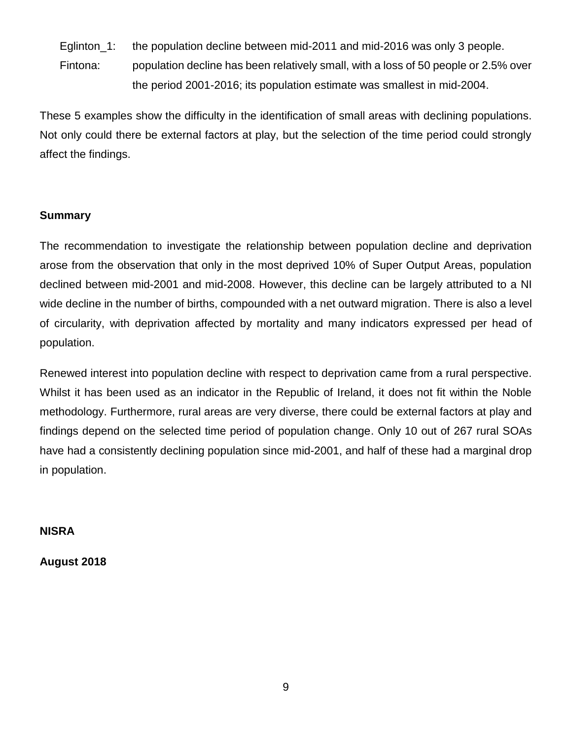Eglinton_1: the population decline between mid-2011 and mid-2016 was only 3 people.

Fintona: population decline has been relatively small, with a loss of 50 people or 2.5% over the period 2001-2016; its population estimate was smallest in mid-2004.

These 5 examples show the difficulty in the identification of small areas with declining populations. Not only could there be external factors at play, but the selection of the time period could strongly affect the findings.

**Summary**

The recommendation to investigate the relationship between population decline and deprivation arose from the observation that only in the most deprived 10% of Super Output Areas, population declined between mid-2001 and mid-2008. However, this decline can be largely attributed to a NI wide decline in the number of births, compounded with a net outward migration. There is also a level of circularity, with deprivation affected by mortality and many indicators expressed per head of population.

Renewed interest into population decline with respect to deprivation came from a rural perspective. Whilst it has been used as an indicator in the Republic of Ireland, it does not fit within the Noble methodology. Furthermore, rural areas are very diverse, there could be external factors at play and findings depend on the selected time period of population change. Only 10 out of 267 rural SOAs have had a consistently declining population since mid-2001, and half of these had a marginal drop in population.

**NISRA**

**August 2018**